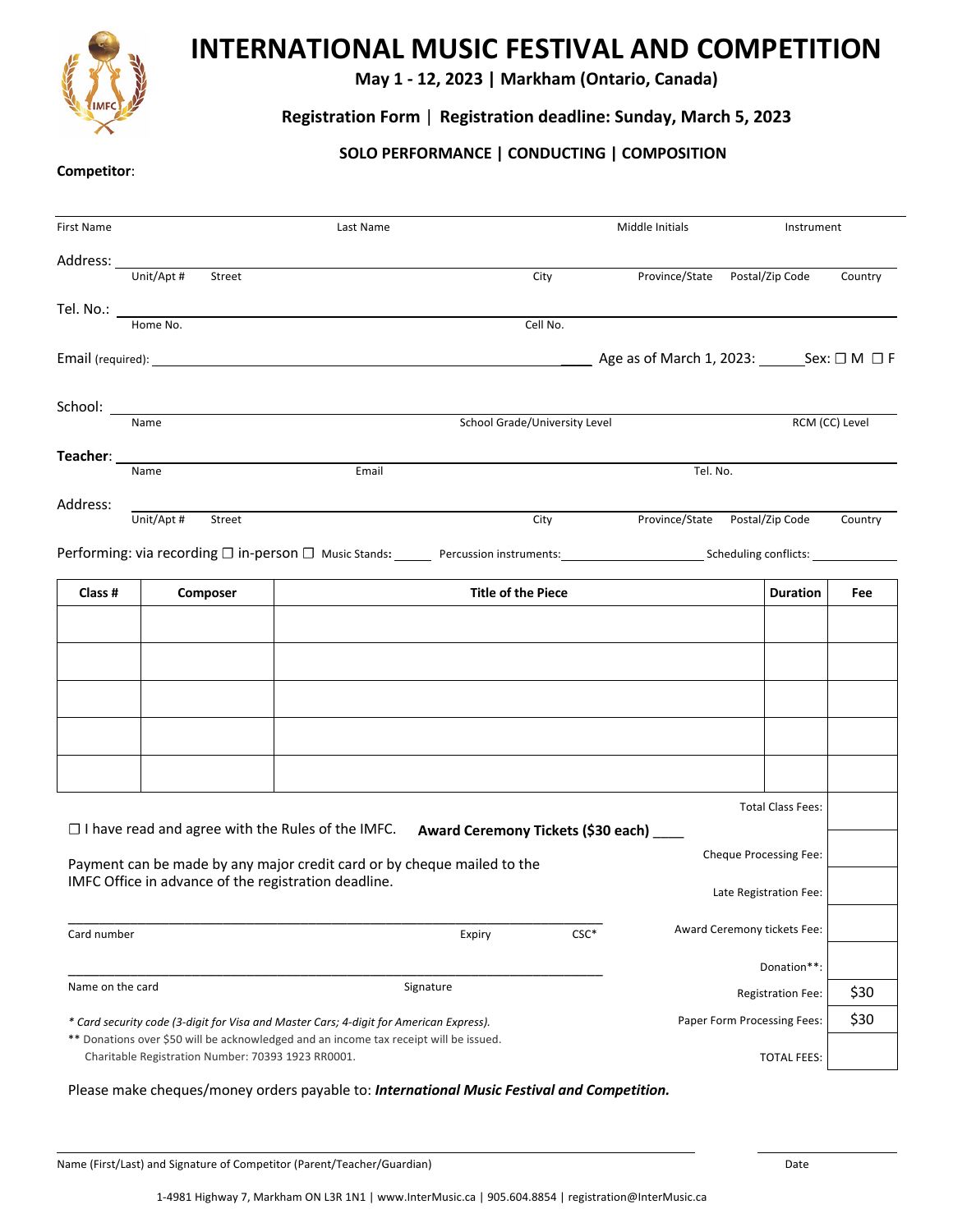# INTERNATIONAL MUSIC FESTIVAL AND COMPETITION

**May 1 - 12, 2023 | Markham (Ontario, Canada)**

**Registration Form | Registration deadline: Sunday, March 5, 2023**

**SOLO PERFORMANCE | CONDUCTING | COMPOSITION**

**Competitor**:

First Name Last Name Middle Initials Instrument

Address: ______________________________________________

Unit/Apt # Street City Province/State Postal/Zip Code Country

Tel. No.: ______________________________________________

Home No. Cell No.

Email (required): ______________________________ Age as of March 1, 2023: ______ Sex: ☐ M ☐ F

School: ______________________________________________

Name School Grade/University Level RCM (CC) Level

**Teacher**: ______________________________________________

Name Email Tel. No.

Address: ______________________________________________

Unit/Apt # Street City Province/State Postal/Zip Code Country

Performing: via recording ☐ in-person ☐ Music Stands: ______ Percussion instruments: ______ Scheduling conflicts: ______

| Class # | Composer | Title of the Piece | Duration | Fee |
|---|---|---|---|---|
| | | | | |
| | | | | |
| | | | | |
| | | | | |
| | | | | |

☐ I have read and agree with the Rules of the IMFC. **Award Ceremony Tickets ($30 each)** ____

Payment can be made by any major credit card or by cheque mailed to the IMFC Office in advance of the registration deadline.

______________________________________________

Card number Expiry CSC*

______________________________________________

Name on the card Signature

*\* Card security code (3-digit for Visa and Master Cars; 4-digit for American Express).*

\*\* Donations over $50 will be acknowledged and an income tax receipt will be issued.
Charitable Registration Number: 70393 1923 RR0001.

| | |
|---|---|
| Total Class Fees: | |
| Cheque Processing Fee: | |
| Late Registration Fee: | |
| Award Ceremony tickets Fee: | |
| Donation**: | |
| Registration Fee: | $30 |
| Paper Form Processing Fees: | $30 |
| TOTAL FEES: | |

Please make cheques/money orders payable to: ***International Music Festival and Competition.***

______________________________________________ ______________

Name (First/Last) and Signature of Competitor (Parent/Teacher/Guardian) Date

1-4981 Highway 7, Markham ON L3R 1N1 | www.InterMusic.ca | 905.604.8854 | registration@InterMusic.ca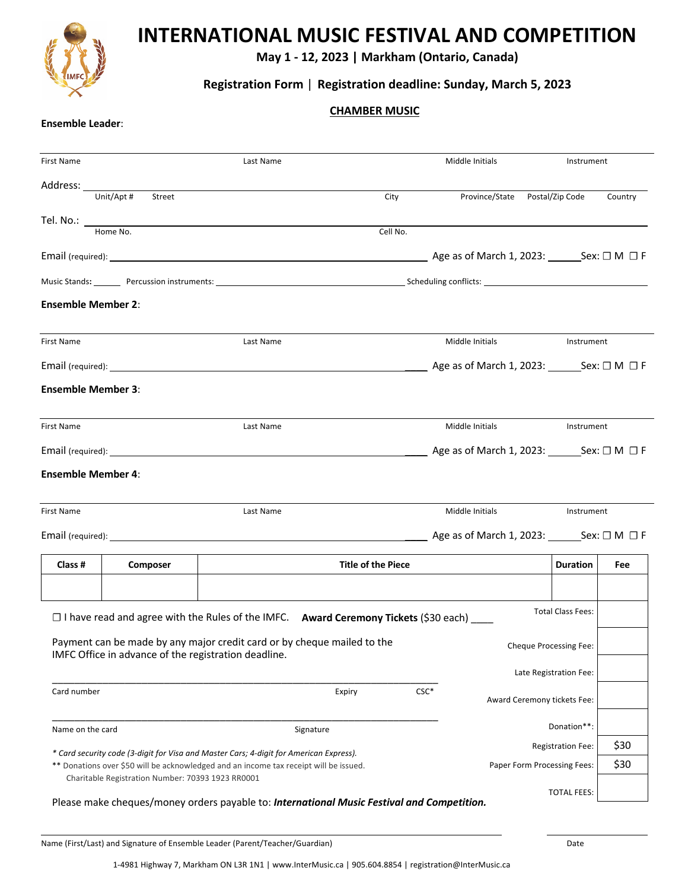# INTERNATIONAL MUSIC FESTIVAL AND COMPETITION

**May 1 - 12, 2023 | Markham (Ontario, Canada)**

**Registration Form | Registration deadline: Sunday, March 5, 2023**

## CHAMBER MUSIC

**Ensemble Leader**:

First Name    Last Name    Middle Initials    Instrument

Address: ______________________________________________
Unit/Apt #    Street    City    Province/State    Postal/Zip Code    Country

Tel. No.: ______________________________________________
Home No.    Cell No.

Email (required): ______________________ Age as of March 1, 2023: ______ Sex: ☐ M ☐ F

Music Stands: ______ Percussion instruments: ______________________ Scheduling conflicts: ______________________

**Ensemble Member 2**:

First Name    Last Name    Middle Initials    Instrument

Email (required): ______________________ Age as of March 1, 2023: ______ Sex: ☐ M ☐ F

**Ensemble Member 3**:

First Name    Last Name    Middle Initials    Instrument

Email (required): ______________________ Age as of March 1, 2023: ______ Sex: ☐ M ☐ F

**Ensemble Member 4**:

First Name    Last Name    Middle Initials    Instrument

Email (required): ______________________ Age as of March 1, 2023: ______ Sex: ☐ M ☐ F

| Class # | Composer | Title of the Piece | Duration | Fee |
|---|---|---|---|---|
| | | | | |

☐ I have read and agree with the Rules of the IMFC. **Award Ceremony Tickets** ($30 each) ____

Payment can be made by any major credit card or by cheque mailed to the IMFC Office in advance of the registration deadline.

______________________________________________
Card number    Expiry    CSC*

______________________________________________
Name on the card    Signature

*\* Card security code (3-digit for Visa and Master Cars; 4-digit for American Express).*

\*\* Donations over $50 will be acknowledged and an income tax receipt will be issued.
Charitable Registration Number: 70393 1923 RR0001

| | |
|---|---|
| Total Class Fees: | |
| Cheque Processing Fee: | |
| Late Registration Fee: | |
| Award Ceremony tickets Fee: | |
| Donation**: | |
| Registration Fee: | $30 |
| Paper Form Processing Fees: | $30 |
| TOTAL FEES: | |

Please make cheques/money orders payable to: ***International Music Festival and Competition.***

______________________________________________    ______________
Name (First/Last) and Signature of Ensemble Leader (Parent/Teacher/Guardian)    Date

1-4981 Highway 7, Markham ON L3R 1N1 | www.InterMusic.ca | 905.604.8854 | registration@InterMusic.ca